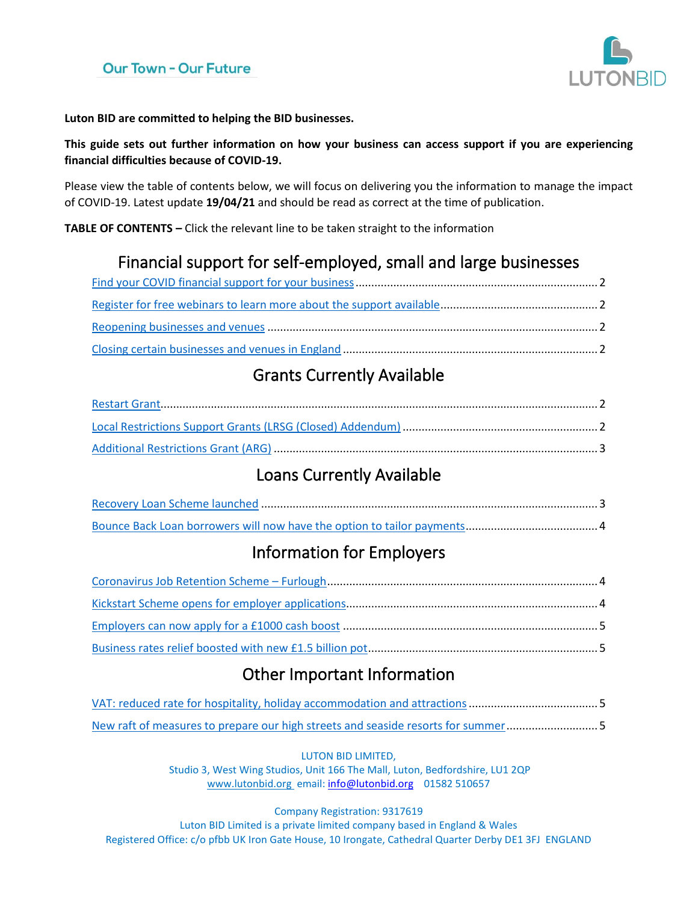Our Town - Our Future

LUTONBID

**Luton BID are committed to helping the BID businesses.**

**This guide sets out further information on how your business can access support if you are experiencing financial difficulties because of COVID-19.**

Please view the table of contents below, we will focus on delivering you the information to manage the impact of COVID-19. Latest update **19/04/21** and should be read as correct at the time of publication.

**TABLE OF CONTENTS –** Click the relevant line to be taken straight to the information

## Financial support for self-employed, small and large businesses

- Find your COVID financial support for your business ........ 2
- Register for free webinars to learn more about the support available ........ 2
- Reopening businesses and venues ........ 2
- Closing certain businesses and venues in England ........ 2

## Grants Currently Available

- Restart Grant ........ 2
- Local Restrictions Support Grants (LRSG (Closed) Addendum) ........ 2
- Additional Restrictions Grant (ARG) ........ 3

## Loans Currently Available

- Recovery Loan Scheme launched ........ 3
- Bounce Back Loan borrowers will now have the option to tailor payments ........ 4

## Information for Employers

- Coronavirus Job Retention Scheme – Furlough ........ 4
- Kickstart Scheme opens for employer applications ........ 4
- Employers can now apply for a £1000 cash boost ........ 5
- Business rates relief boosted with new £1.5 billion pot ........ 5

## Other Important Information

- VAT: reduced rate for hospitality, holiday accommodation and attractions ........ 5
- New raft of measures to prepare our high streets and seaside resorts for summer ........ 5

LUTON BID LIMITED,
Studio 3, West Wing Studios, Unit 166 The Mall, Luton, Bedfordshire, LU1 2QP
www.lutonbid.org email: info@lutonbid.org 01582 510657

Company Registration: 9317619
Luton BID Limited is a private limited company based in England & Wales
Registered Office: c/o pfbb UK Iron Gate House, 10 Irongate, Cathedral Quarter Derby DE1 3FJ ENGLAND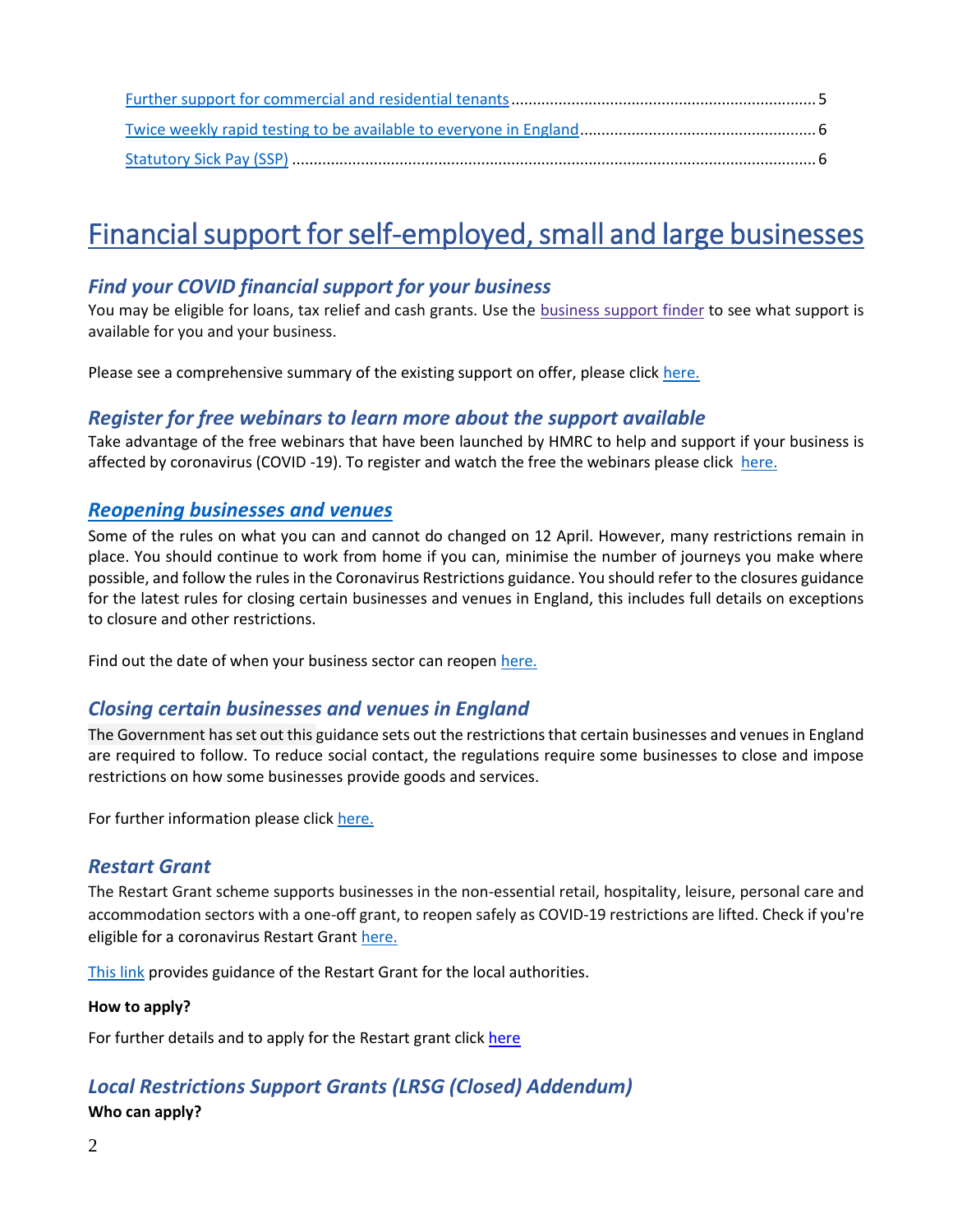[Further support for commercial and residential tenants](#) ....................................................................... 5
[Twice weekly rapid testing to be available to everyone in England](#) ....................................................... 6
[Statutory Sick Pay (SSP)](#) ........................................................................................................................... 6

# Financial support for self-employed, small and large businesses

## *Find your COVID financial support for your business*

You may be eligible for loans, tax relief and cash grants. Use the business support finder to see what support is available for you and your business.

Please see a comprehensive summary of the existing support on offer, please click here.

## *Register for free webinars to learn more about the support available*

Take advantage of the free webinars that have been launched by HMRC to help and support if your business is affected by coronavirus (COVID -19). To register and watch the free the webinars please click here.

## *Reopening businesses and venues*

Some of the rules on what you can and cannot do changed on 12 April. However, many restrictions remain in place. You should continue to work from home if you can, minimise the number of journeys you make where possible, and follow the rules in the Coronavirus Restrictions guidance. You should refer to the closures guidance for the latest rules for closing certain businesses and venues in England, this includes full details on exceptions to closure and other restrictions.

Find out the date of when your business sector can reopen here.

## *Closing certain businesses and venues in England*

The Government has set out this guidance sets out the restrictions that certain businesses and venues in England are required to follow. To reduce social contact, the regulations require some businesses to close and impose restrictions on how some businesses provide goods and services.

For further information please click here.

## *Restart Grant*

The Restart Grant scheme supports businesses in the non-essential retail, hospitality, leisure, personal care and accommodation sectors with a one-off grant, to reopen safely as COVID-19 restrictions are lifted. Check if you're eligible for a coronavirus Restart Grant here.

This link provides guidance of the Restart Grant for the local authorities.

**How to apply?**

For further details and to apply for the Restart grant click here

## *Local Restrictions Support Grants (LRSG (Closed) Addendum)*

**Who can apply?**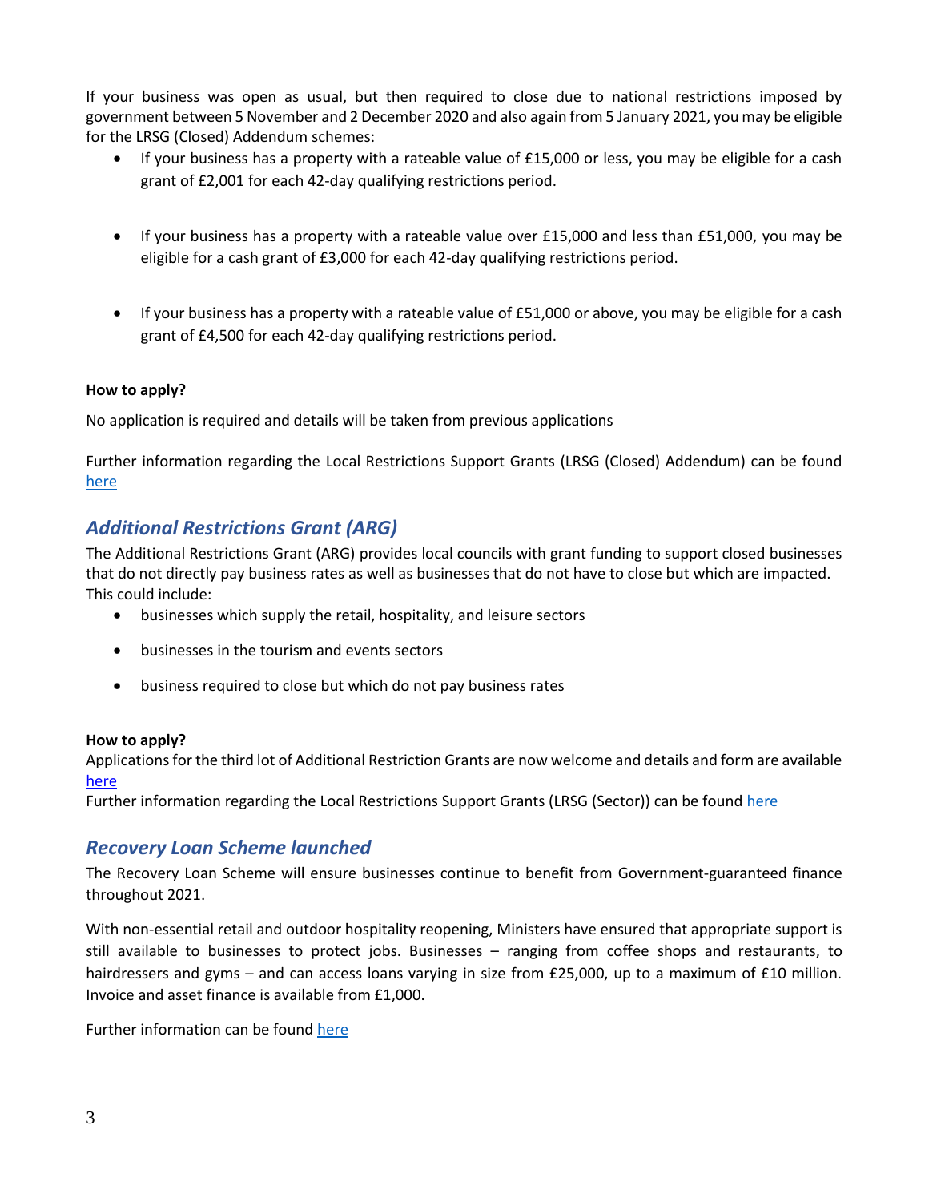If your business was open as usual, but then required to close due to national restrictions imposed by government between 5 November and 2 December 2020 and also again from 5 January 2021, you may be eligible for the LRSG (Closed) Addendum schemes:

- If your business has a property with a rateable value of £15,000 or less, you may be eligible for a cash grant of £2,001 for each 42-day qualifying restrictions period.
- If your business has a property with a rateable value over £15,000 and less than £51,000, you may be eligible for a cash grant of £3,000 for each 42-day qualifying restrictions period.
- If your business has a property with a rateable value of £51,000 or above, you may be eligible for a cash grant of £4,500 for each 42-day qualifying restrictions period.

**How to apply?**

No application is required and details will be taken from previous applications

Further information regarding the Local Restrictions Support Grants (LRSG (Closed) Addendum) can be found here

## *Additional Restrictions Grant (ARG)*

The Additional Restrictions Grant (ARG) provides local councils with grant funding to support closed businesses that do not directly pay business rates as well as businesses that do not have to close but which are impacted. This could include:

- businesses which supply the retail, hospitality, and leisure sectors
- businesses in the tourism and events sectors
- business required to close but which do not pay business rates

**How to apply?**

Applications for the third lot of Additional Restriction Grants are now welcome and details and form are available here

Further information regarding the Local Restrictions Support Grants (LRSG (Sector)) can be found here

## *Recovery Loan Scheme launched*

The Recovery Loan Scheme will ensure businesses continue to benefit from Government-guaranteed finance throughout 2021.

With non-essential retail and outdoor hospitality reopening, Ministers have ensured that appropriate support is still available to businesses to protect jobs. Businesses – ranging from coffee shops and restaurants, to hairdressers and gyms – and can access loans varying in size from £25,000, up to a maximum of £10 million. Invoice and asset finance is available from £1,000.

Further information can be found here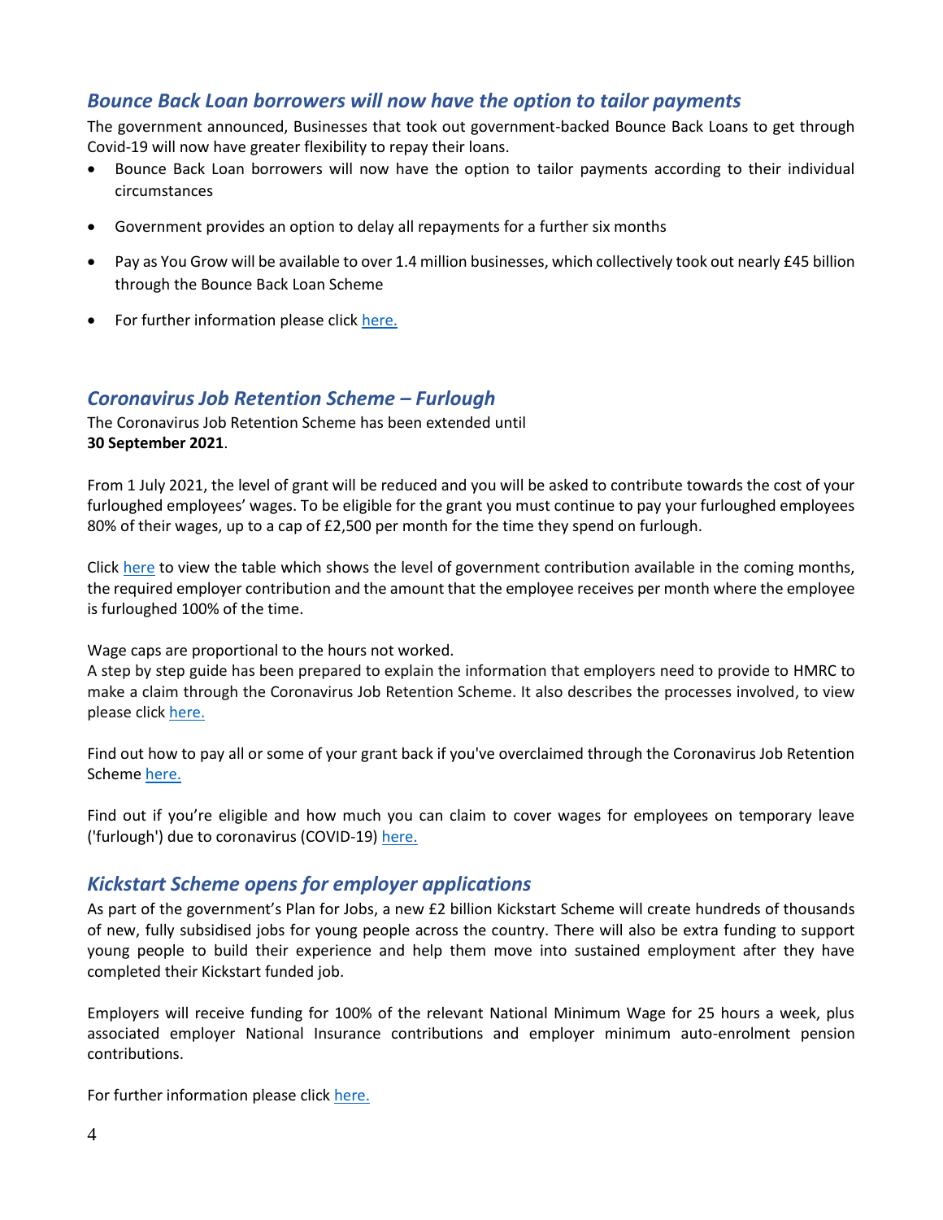## *Bounce Back Loan borrowers will now have the option to tailor payments*

The government announced, Businesses that took out government-backed Bounce Back Loans to get through Covid-19 will now have greater flexibility to repay their loans.

- Bounce Back Loan borrowers will now have the option to tailor payments according to their individual circumstances
- Government provides an option to delay all repayments for a further six months
- Pay as You Grow will be available to over 1.4 million businesses, which collectively took out nearly £45 billion through the Bounce Back Loan Scheme
- For further information please click here.

## *Coronavirus Job Retention Scheme – Furlough*

The Coronavirus Job Retention Scheme has been extended until **30 September 2021**.

From 1 July 2021, the level of grant will be reduced and you will be asked to contribute towards the cost of your furloughed employees' wages. To be eligible for the grant you must continue to pay your furloughed employees 80% of their wages, up to a cap of £2,500 per month for the time they spend on furlough.

Click here to view the table which shows the level of government contribution available in the coming months, the required employer contribution and the amount that the employee receives per month where the employee is furloughed 100% of the time.

Wage caps are proportional to the hours not worked.
A step by step guide has been prepared to explain the information that employers need to provide to HMRC to make a claim through the Coronavirus Job Retention Scheme. It also describes the processes involved, to view please click here.

Find out how to pay all or some of your grant back if you've overclaimed through the Coronavirus Job Retention Scheme here.

Find out if you're eligible and how much you can claim to cover wages for employees on temporary leave ('furlough') due to coronavirus (COVID-19) here.

## *Kickstart Scheme opens for employer applications*

As part of the government's Plan for Jobs, a new £2 billion Kickstart Scheme will create hundreds of thousands of new, fully subsidised jobs for young people across the country. There will also be extra funding to support young people to build their experience and help them move into sustained employment after they have completed their Kickstart funded job.

Employers will receive funding for 100% of the relevant National Minimum Wage for 25 hours a week, plus associated employer National Insurance contributions and employer minimum auto-enrolment pension contributions.

For further information please click here.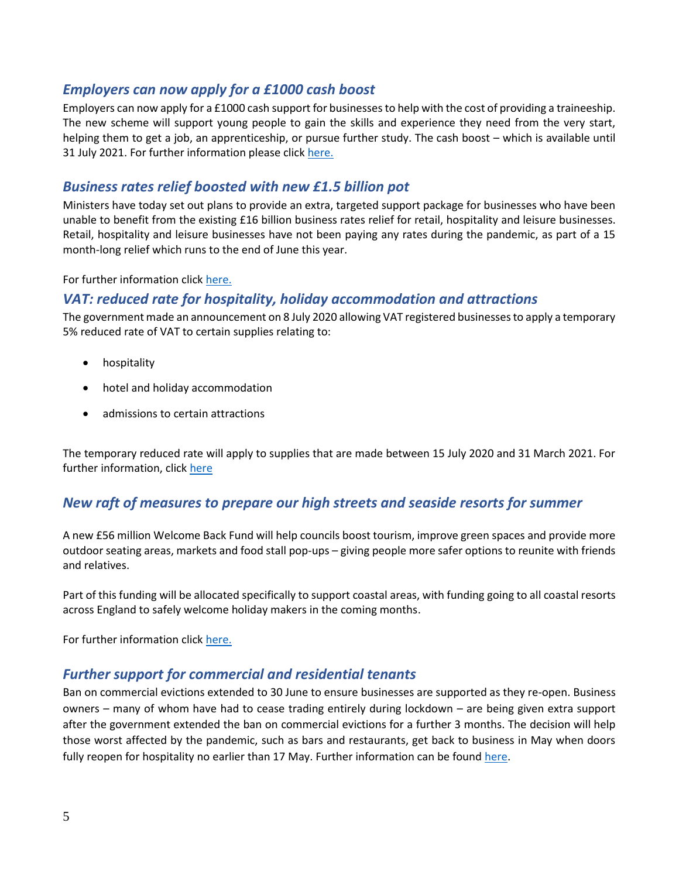## *Employers can now apply for a £1000 cash boost*

Employers can now apply for a £1000 cash support for businesses to help with the cost of providing a traineeship. The new scheme will support young people to gain the skills and experience they need from the very start, helping them to get a job, an apprenticeship, or pursue further study. The cash boost – which is available until 31 July 2021. For further information please click [here.]()

## *Business rates relief boosted with new £1.5 billion pot*

Ministers have today set out plans to provide an extra, targeted support package for businesses who have been unable to benefit from the existing £16 billion business rates relief for retail, hospitality and leisure businesses. Retail, hospitality and leisure businesses have not been paying any rates during the pandemic, as part of a 15 month-long relief which runs to the end of June this year.

For further information click [here.]()

## *VAT: reduced rate for hospitality, holiday accommodation and attractions*

The government made an announcement on 8 July 2020 allowing VAT registered businesses to apply a temporary 5% reduced rate of VAT to certain supplies relating to:

- hospitality
- hotel and holiday accommodation
- admissions to certain attractions

The temporary reduced rate will apply to supplies that are made between 15 July 2020 and 31 March 2021. For further information, click [here]()

## *New raft of measures to prepare our high streets and seaside resorts for summer*

A new £56 million Welcome Back Fund will help councils boost tourism, improve green spaces and provide more outdoor seating areas, markets and food stall pop-ups – giving people more safer options to reunite with friends and relatives.

Part of this funding will be allocated specifically to support coastal areas, with funding going to all coastal resorts across England to safely welcome holiday makers in the coming months.

For further information click [here.]()

## *Further support for commercial and residential tenants*

Ban on commercial evictions extended to 30 June to ensure businesses are supported as they re-open. Business owners – many of whom have had to cease trading entirely during lockdown – are being given extra support after the government extended the ban on commercial evictions for a further 3 months. The decision will help those worst affected by the pandemic, such as bars and restaurants, get back to business in May when doors fully reopen for hospitality no earlier than 17 May. Further information can be found [here]().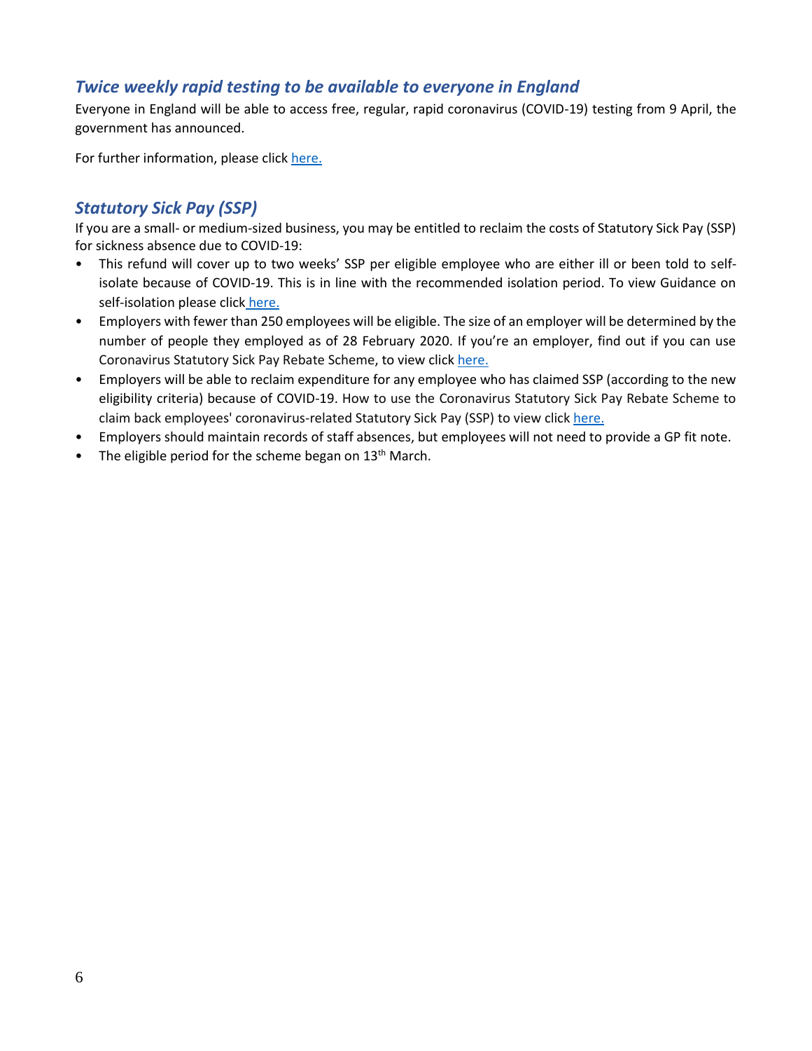## *Twice weekly rapid testing to be available to everyone in England*

Everyone in England will be able to access free, regular, rapid coronavirus (COVID-19) testing from 9 April, the government has announced.

For further information, please click here.

## *Statutory Sick Pay (SSP)*

If you are a small- or medium-sized business, you may be entitled to reclaim the costs of Statutory Sick Pay (SSP) for sickness absence due to COVID-19:

- This refund will cover up to two weeks' SSP per eligible employee who are either ill or been told to self-isolate because of COVID-19. This is in line with the recommended isolation period. To view Guidance on self-isolation please click here.
- Employers with fewer than 250 employees will be eligible. The size of an employer will be determined by the number of people they employed as of 28 February 2020. If you're an employer, find out if you can use Coronavirus Statutory Sick Pay Rebate Scheme, to view click here.
- Employers will be able to reclaim expenditure for any employee who has claimed SSP (according to the new eligibility criteria) because of COVID-19. How to use the Coronavirus Statutory Sick Pay Rebate Scheme to claim back employees' coronavirus-related Statutory Sick Pay (SSP) to view click here.
- Employers should maintain records of staff absences, but employees will not need to provide a GP fit note.
- The eligible period for the scheme began on 13th March.